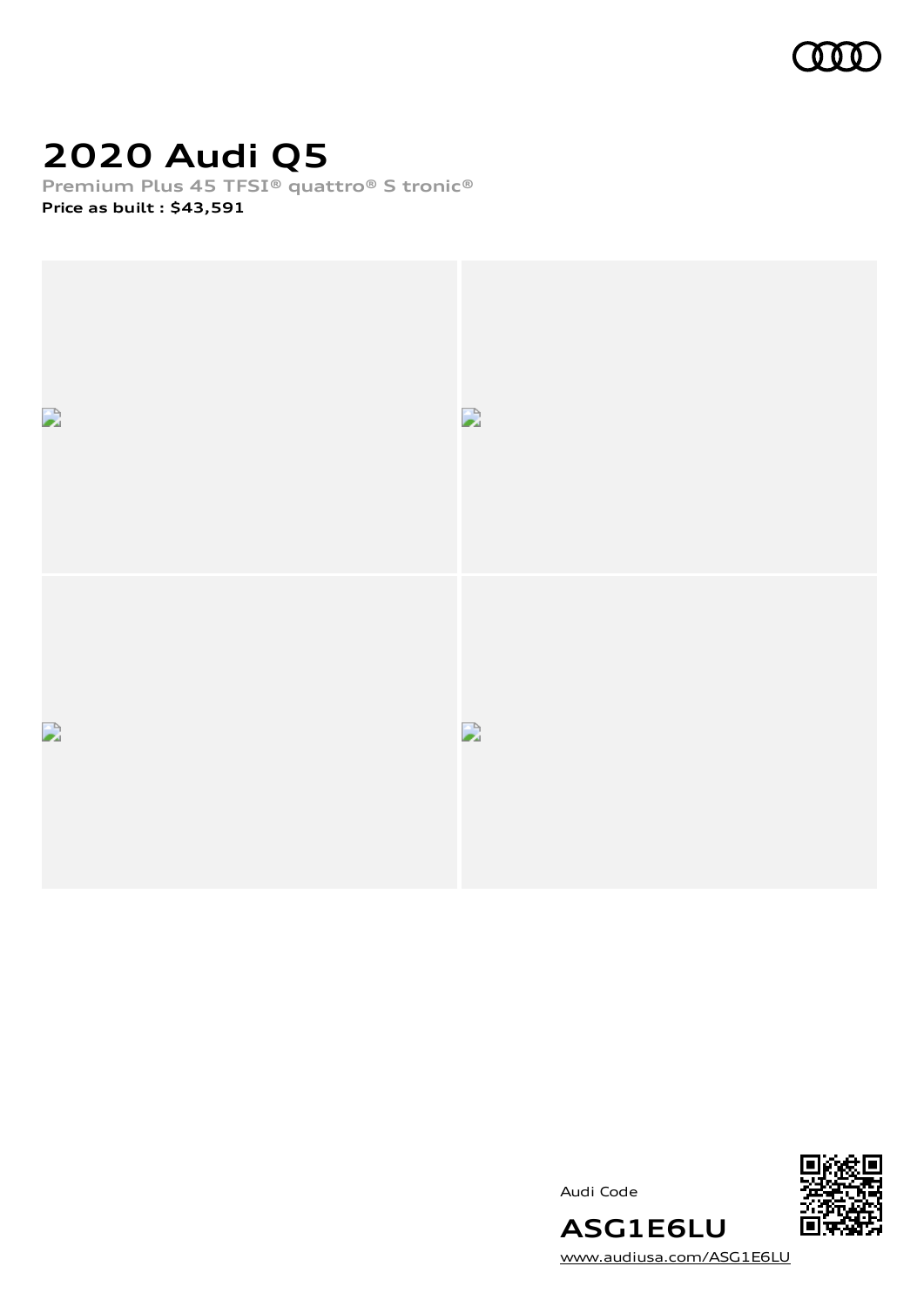# 2020 Audi Q5

Premium Plus 45 TFSI® quattro® S tronic®

**Price as built : $43,591**

Audi Code

**ASG1E6LU**

www.audiusa.com/ASG1E6LU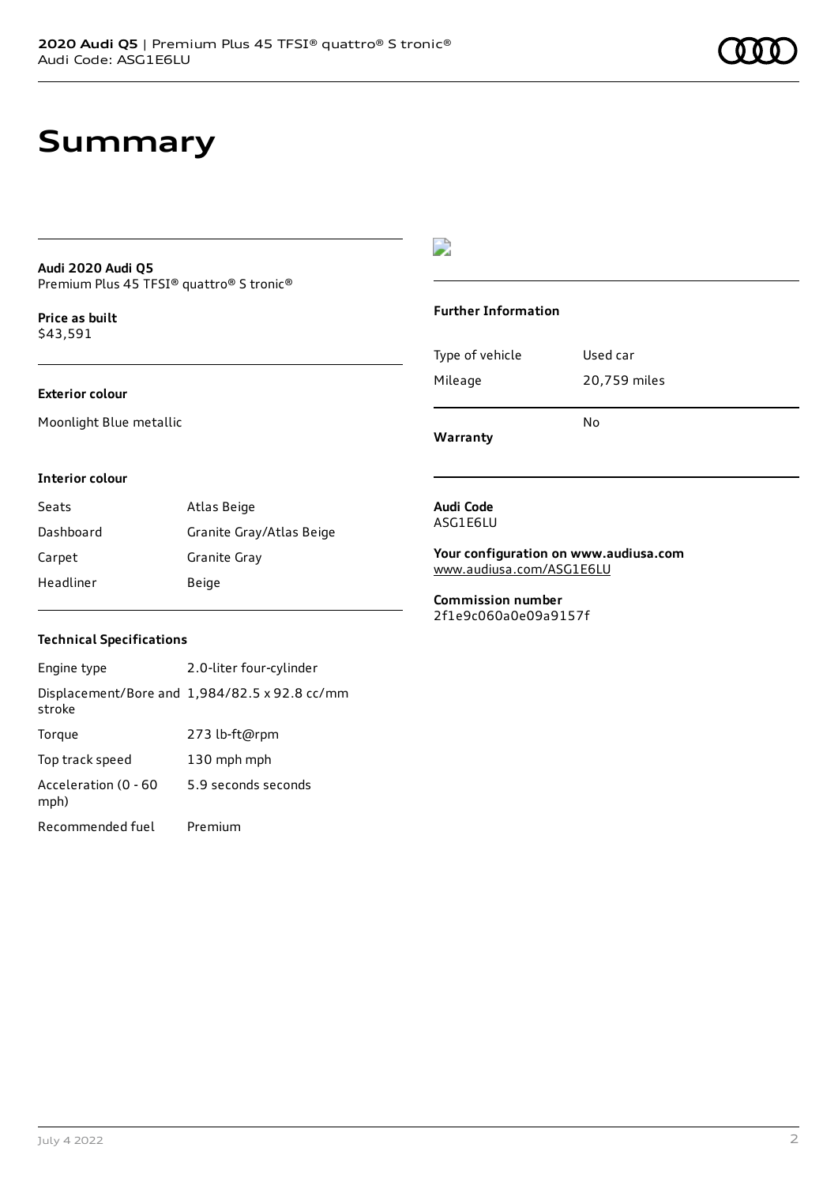# Summary

**Audi 2020 Audi Q5**
Premium Plus 45 TFSI® quattro® S tronic®

**Price as built**
$43,591

**Exterior colour**

Moonlight Blue metallic

**Interior colour**

| | |
|---|---|
| Seats | Atlas Beige |
| Dashboard | Granite Gray/Atlas Beige |
| Carpet | Granite Gray |
| Headliner | Beige |

**Technical Specifications**

| | |
|---|---|
| Engine type | 2.0-liter four-cylinder |
| Displacement/Bore and stroke | 1,984/82.5 x 92.8 cc/mm |
| Torque | 273 lb-ft@rpm |
| Top track speed | 130 mph mph |
| Acceleration (0 - 60 mph) | 5.9 seconds seconds |
| Recommended fuel | Premium |

**Further Information**

| | |
|---|---|
| Type of vehicle | Used car |
| Mileage | 20,759 miles |
| **Warranty** | No |

**Audi Code**
ASG1E6LU

**Your configuration on www.audiusa.com**
www.audiusa.com/ASG1E6LU

**Commission number**
2f1e9c060a0e09a9157f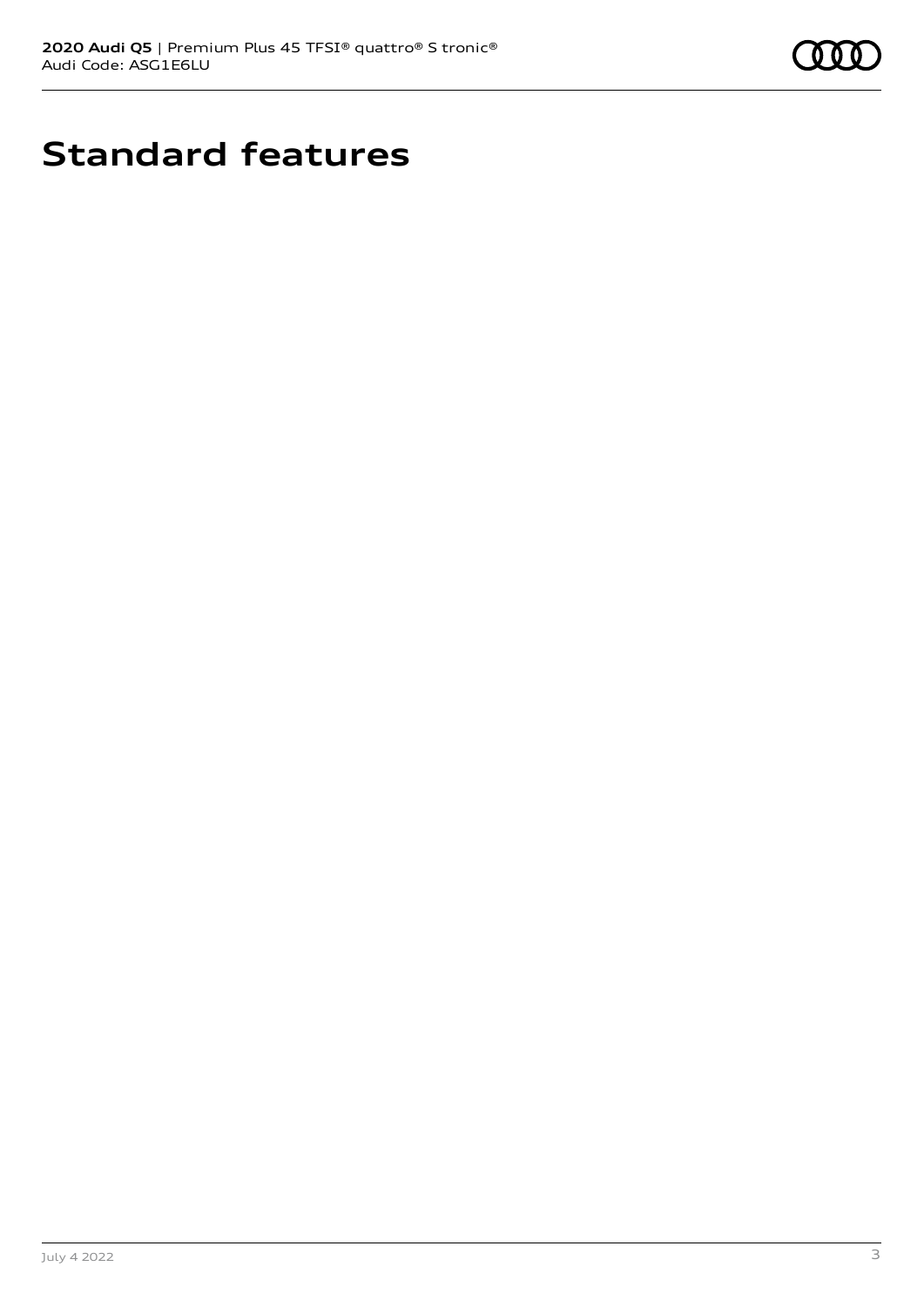# Standard features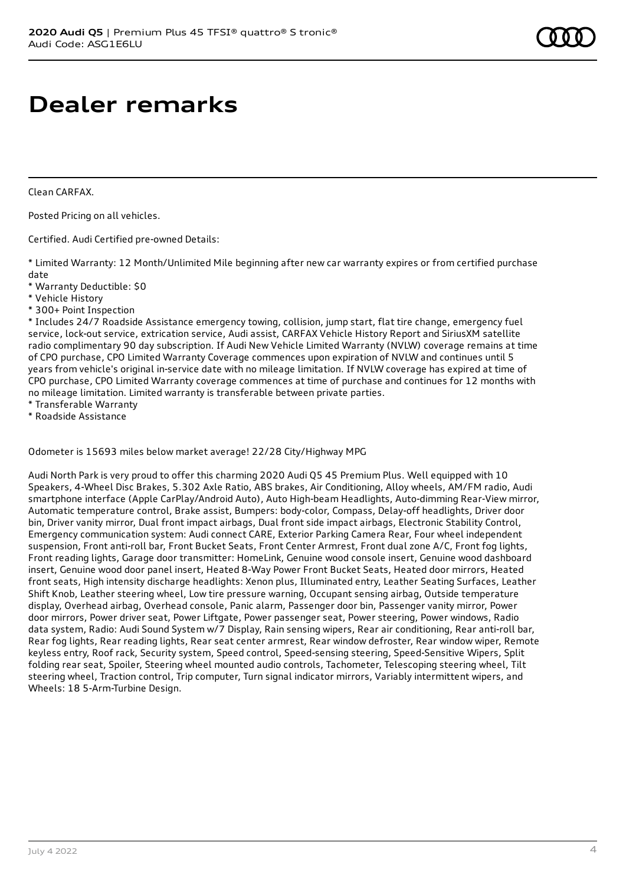# Dealer remarks

Clean CARFAX.

Posted Pricing on all vehicles.

Certified. Audi Certified pre-owned Details:

* Limited Warranty: 12 Month/Unlimited Mile beginning after new car warranty expires or from certified purchase date
* Warranty Deductible: $0
* Vehicle History
* 300+ Point Inspection
* Includes 24/7 Roadside Assistance emergency towing, collision, jump start, flat tire change, emergency fuel service, lock-out service, extrication service, Audi assist, CARFAX Vehicle History Report and SiriusXM satellite radio complimentary 90 day subscription. If Audi New Vehicle Limited Warranty (NVLW) coverage remains at time of CPO purchase, CPO Limited Warranty Coverage commences upon expiration of NVLW and continues until 5 years from vehicle's original in-service date with no mileage limitation. If NVLW coverage has expired at time of CPO purchase, CPO Limited Warranty coverage commences at time of purchase and continues for 12 months with no mileage limitation. Limited warranty is transferable between private parties.
* Transferable Warranty
* Roadside Assistance

Odometer is 15693 miles below market average! 22/28 City/Highway MPG

Audi North Park is very proud to offer this charming 2020 Audi Q5 45 Premium Plus. Well equipped with 10 Speakers, 4-Wheel Disc Brakes, 5.302 Axle Ratio, ABS brakes, Air Conditioning, Alloy wheels, AM/FM radio, Audi smartphone interface (Apple CarPlay/Android Auto), Auto High-beam Headlights, Auto-dimming Rear-View mirror, Automatic temperature control, Brake assist, Bumpers: body-color, Compass, Delay-off headlights, Driver door bin, Driver vanity mirror, Dual front impact airbags, Dual front side impact airbags, Electronic Stability Control, Emergency communication system: Audi connect CARE, Exterior Parking Camera Rear, Four wheel independent suspension, Front anti-roll bar, Front Bucket Seats, Front Center Armrest, Front dual zone A/C, Front fog lights, Front reading lights, Garage door transmitter: HomeLink, Genuine wood console insert, Genuine wood dashboard insert, Genuine wood door panel insert, Heated 8-Way Power Front Bucket Seats, Heated door mirrors, Heated front seats, High intensity discharge headlights: Xenon plus, Illuminated entry, Leather Seating Surfaces, Leather Shift Knob, Leather steering wheel, Low tire pressure warning, Occupant sensing airbag, Outside temperature display, Overhead airbag, Overhead console, Panic alarm, Passenger door bin, Passenger vanity mirror, Power door mirrors, Power driver seat, Power Liftgate, Power passenger seat, Power steering, Power windows, Radio data system, Radio: Audi Sound System w/7 Display, Rain sensing wipers, Rear air conditioning, Rear anti-roll bar, Rear fog lights, Rear reading lights, Rear seat center armrest, Rear window defroster, Rear window wiper, Remote keyless entry, Roof rack, Security system, Speed control, Speed-sensing steering, Speed-Sensitive Wipers, Split folding rear seat, Spoiler, Steering wheel mounted audio controls, Tachometer, Telescoping steering wheel, Tilt steering wheel, Traction control, Trip computer, Turn signal indicator mirrors, Variably intermittent wipers, and Wheels: 18 5-Arm-Turbine Design.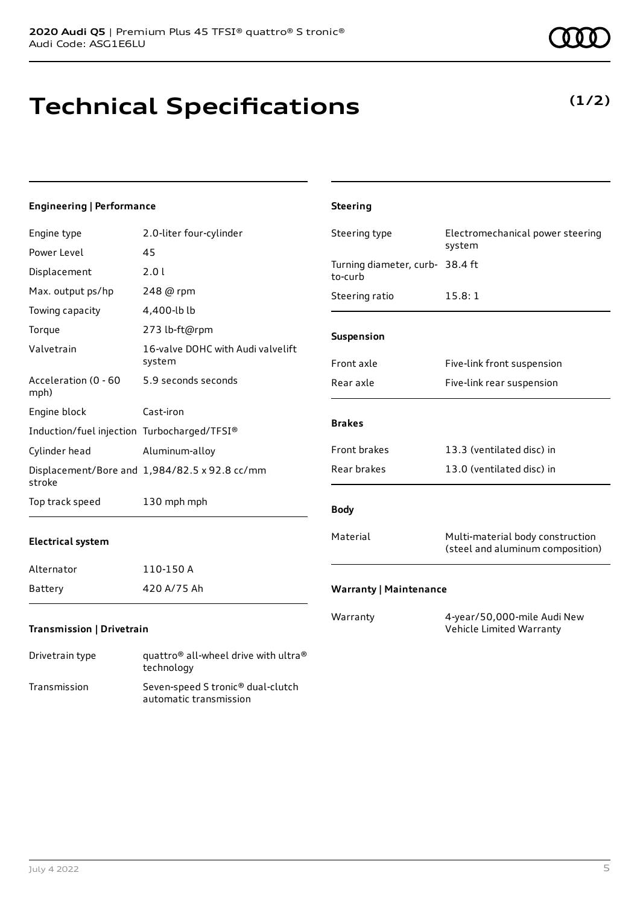**2020 Audi Q5** | Premium Plus 45 TFSI® quattro® S tronic®
Audi Code: ASG1E6LU

# Technical Specifications

**(1/2)**

### Engineering | Performance

| | |
|---|---|
| Engine type | 2.0-liter four-cylinder |
| Power Level | 45 |
| Displacement | 2.0 l |
| Max. output ps/hp | 248 @ rpm |
| Towing capacity | 4,400-lb lb |
| Torque | 273 lb-ft@rpm |
| Valvetrain | 16-valve DOHC with Audi valvelift system |
| Acceleration (0 - 60 mph) | 5.9 seconds seconds |
| Engine block | Cast-iron |
| Induction/fuel injection | Turbocharged/TFSI® |
| Cylinder head | Aluminum-alloy |
| Displacement/Bore and stroke | 1,984/82.5 x 92.8 cc/mm |
| Top track speed | 130 mph mph |

### Electrical system

| | |
|---|---|
| Alternator | 110-150 A |
| Battery | 420 A/75 Ah |

### Transmission | Drivetrain

| | |
|---|---|
| Drivetrain type | quattro® all-wheel drive with ultra® technology |
| Transmission | Seven-speed S tronic® dual-clutch automatic transmission |

### Steering

| | |
|---|---|
| Steering type | Electromechanical power steering system |
| Turning diameter, curb-to-curb | 38.4 ft |
| Steering ratio | 15.8: 1 |

### Suspension

| | |
|---|---|
| Front axle | Five-link front suspension |
| Rear axle | Five-link rear suspension |

### Brakes

| | |
|---|---|
| Front brakes | 13.3 (ventilated disc) in |
| Rear brakes | 13.0 (ventilated disc) in |

### Body

| | |
|---|---|
| Material | Multi-material body construction (steel and aluminum composition) |

### Warranty | Maintenance

| | |
|---|---|
| Warranty | 4-year/50,000-mile Audi New Vehicle Limited Warranty |

July 4 2022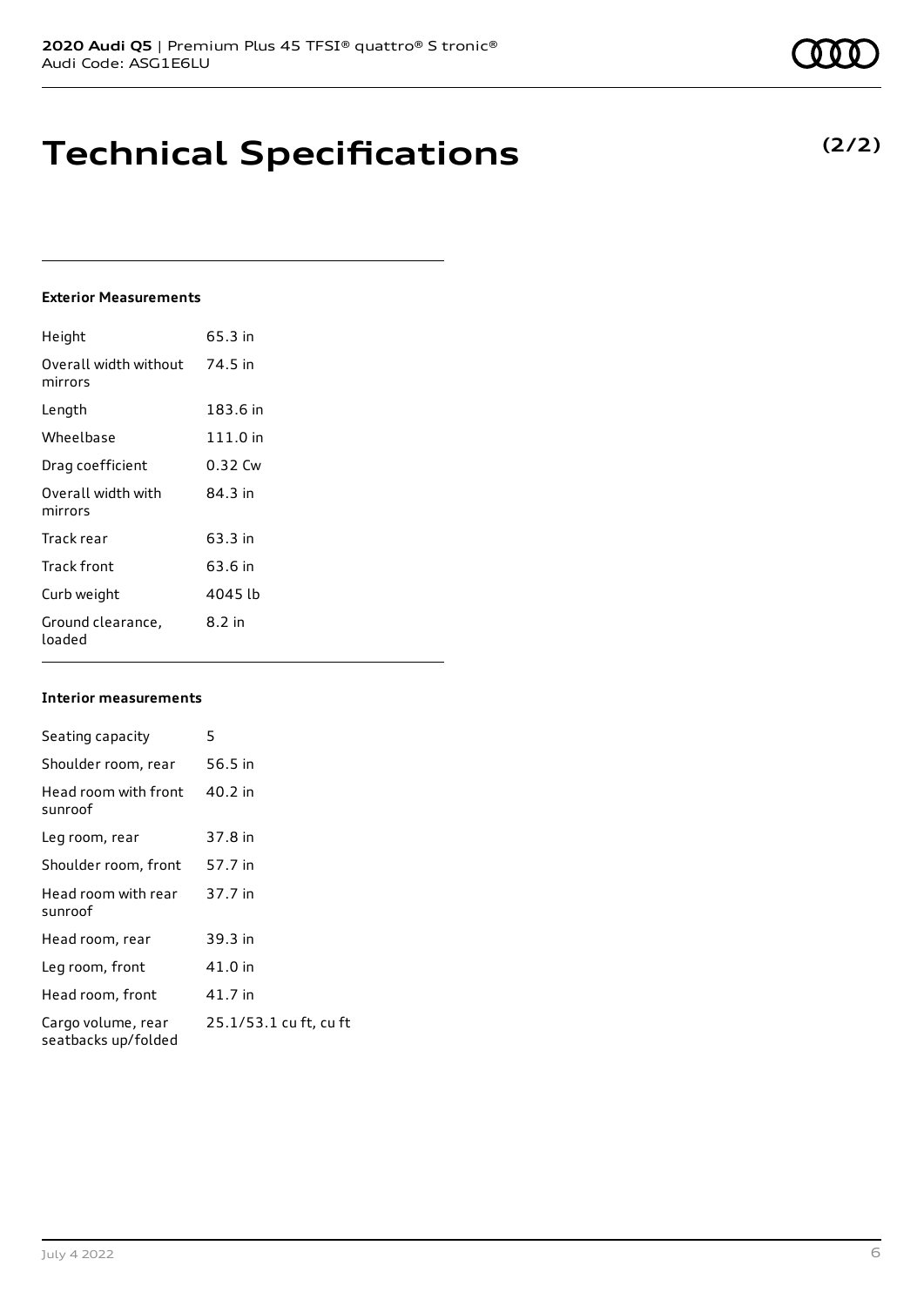# Technical Specifications

**(2/2)**

### Exterior Measurements

| | |
|---|---|
| Height | 65.3 in |
| Overall width without mirrors | 74.5 in |
| Length | 183.6 in |
| Wheelbase | 111.0 in |
| Drag coefficient | 0.32 Cw |
| Overall width with mirrors | 84.3 in |
| Track rear | 63.3 in |
| Track front | 63.6 in |
| Curb weight | 4045 lb |
| Ground clearance, loaded | 8.2 in |

### Interior measurements

| | |
|---|---|
| Seating capacity | 5 |
| Shoulder room, rear | 56.5 in |
| Head room with front sunroof | 40.2 in |
| Leg room, rear | 37.8 in |
| Shoulder room, front | 57.7 in |
| Head room with rear sunroof | 37.7 in |
| Head room, rear | 39.3 in |
| Leg room, front | 41.0 in |
| Head room, front | 41.7 in |
| Cargo volume, rear seatbacks up/folded | 25.1/53.1 cu ft, cu ft |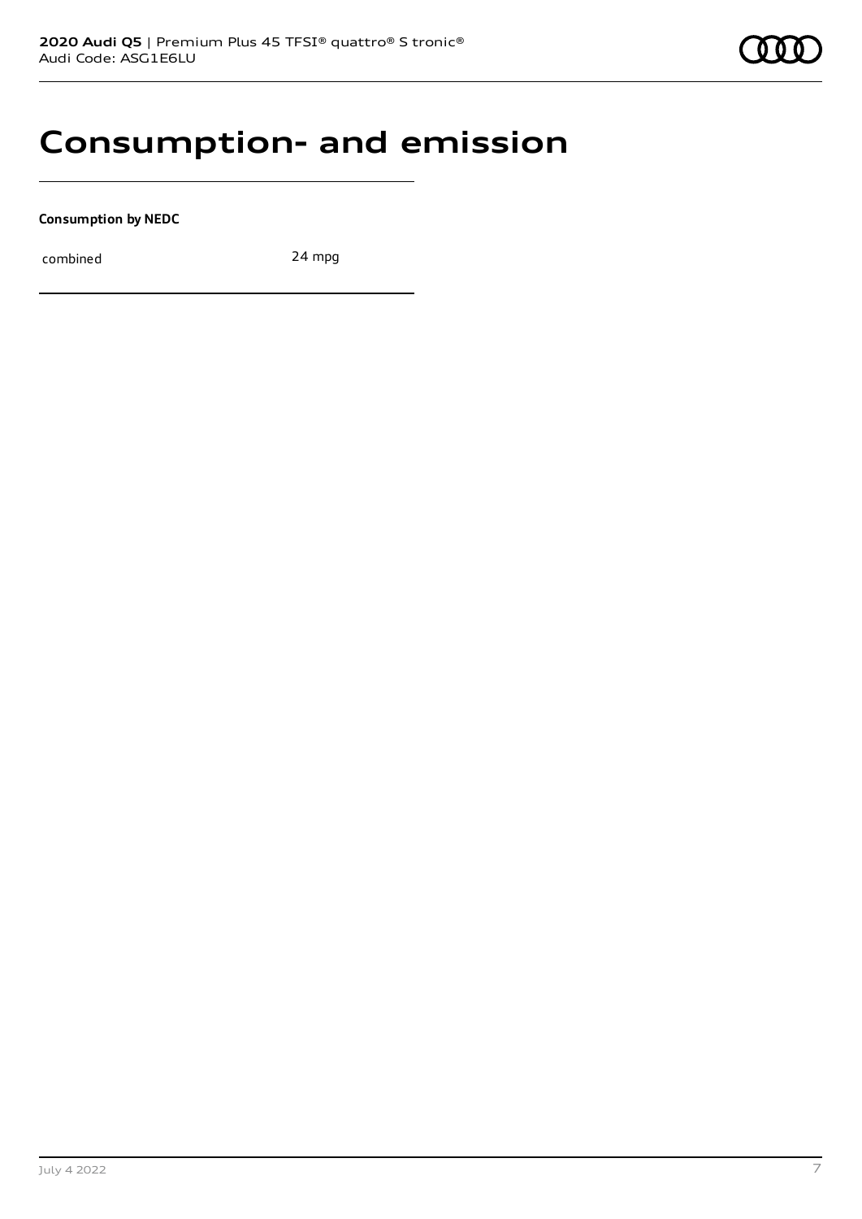# Consumption- and emission

**Consumption by NEDC**

| | |
|---|---|
| combined | 24 mpg |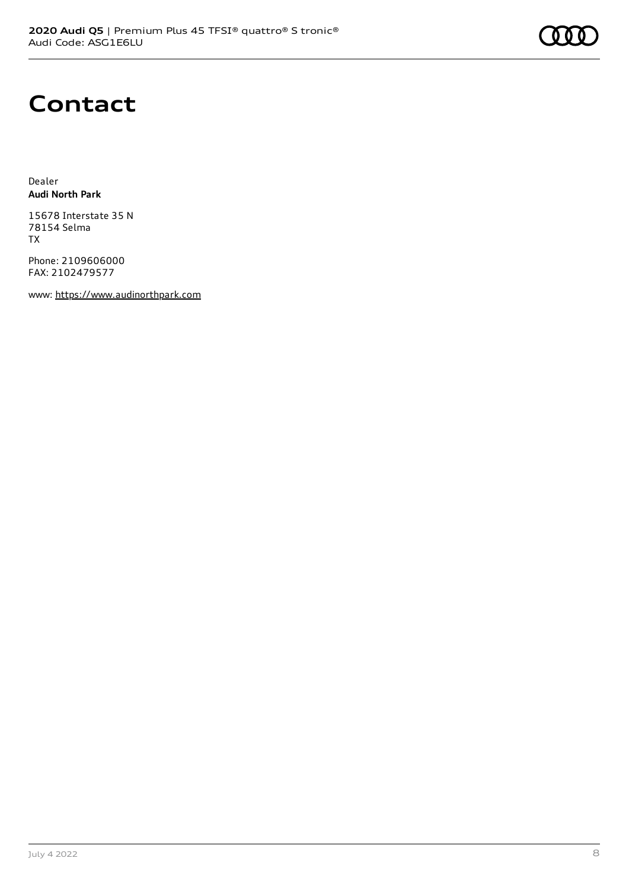# Contact

Dealer
**Audi North Park**

15678 Interstate 35 N
78154 Selma
TX

Phone: 2109606000
FAX: 2102479577

www: https://www.audinorthpark.com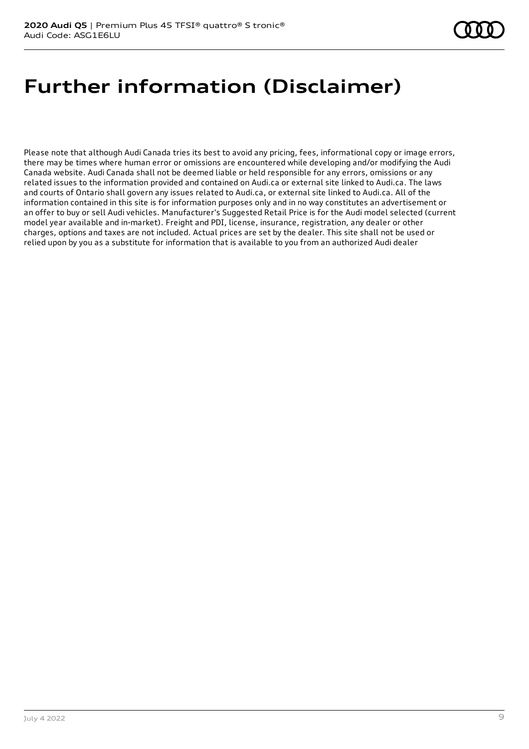# Further information (Disclaimer)

Please note that although Audi Canada tries its best to avoid any pricing, fees, informational copy or image errors, there may be times where human error or omissions are encountered while developing and/or modifying the Audi Canada website. Audi Canada shall not be deemed liable or held responsible for any errors, omissions or any related issues to the information provided and contained on Audi.ca or external site linked to Audi.ca. The laws and courts of Ontario shall govern any issues related to Audi.ca, or external site linked to Audi.ca. All of the information contained in this site is for information purposes only and in no way constitutes an advertisement or an offer to buy or sell Audi vehicles. Manufacturer's Suggested Retail Price is for the Audi model selected (current model year available and in-market). Freight and PDI, license, insurance, registration, any dealer or other charges, options and taxes are not included. Actual prices are set by the dealer. This site shall not be used or relied upon by you as a substitute for information that is available to you from an authorized Audi dealer